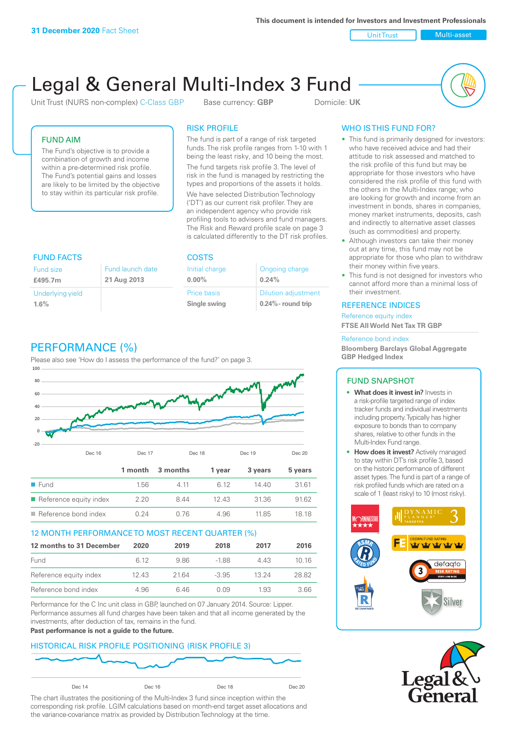31 December 2020 Fact Sheet

This document is intended for Investors and Investment Professionals

Unit Trust | Multi-asset

# Legal & General Multi-Index 3 Fund

Unit Trust (NURS non-complex) C-Class GBP    Base currency: **GBP**    Domicile: **UK**

## FUND AIM

The Fund's objective is to provide a combination of growth and income within a pre-determined risk profile. The Fund's potential gains and losses are likely to be limited by the objective to stay within its particular risk profile.

## RISK PROFILE

The fund is part of a range of risk targeted funds. The risk profile ranges from 1-10 with 1 being the least risky, and 10 being the most.

The fund targets risk profile 3. The level of risk in the fund is managed by restricting the types and proportions of the assets it holds.

We have selected Distribution Technology ('DT') as our current risk profiler. They are an independent agency who provide risk profiling tools to advisers and fund managers. The Risk and Reward profile scale on page 3 is calculated differently to the DT risk profiles.

## WHO IS THIS FUND FOR?

- This fund is primarily designed for investors: who have received advice and had their attitude to risk assessed and matched to the risk profile of this fund but may be appropriate for those investors who have considered the risk profile of this fund with the others in the Multi-Index range; who are looking for growth and income from an investment in bonds, shares in companies, money market instruments, deposits, cash and indirectly to alternative asset classes (such as commodities) and property.
- Although investors can take their money out at any time, this fund may not be appropriate for those who plan to withdraw their money within five years.
- This fund is not designed for investors who cannot afford more than a minimal loss of their investment.

## FUND FACTS

| Fund size | Fund launch date |
|---|---|
| **£495.7m** | **21 Aug 2013** |
| Underlying yield | |
| **1.6%** | |

## COSTS

| Initial charge | Ongoing charge |
|---|---|
| **0.00%** | **0.24%** |
| Price basis | Dilution adjustment |
| **Single swing** | **0.24%- round trip** |

## REFERENCE INDICES

Reference equity index
**FTSE All World Net Tax TR GBP**

Reference bond index
**Bloomberg Barclays Global Aggregate GBP Hedged Index**

## PERFORMANCE (%)

Please also see 'How do I assess the performance of the fund?' on page 3.

| | 1 month | 3 months | 1 year | 3 years | 5 years |
|---|---|---|---|---|---|
| Fund | 1.56 | 4.11 | 6.12 | 14.40 | 31.61 |
| Reference equity index | 2.20 | 8.44 | 12.43 | 31.36 | 91.62 |
| Reference bond index | 0.24 | 0.76 | 4.96 | 11.85 | 18.18 |

## 12 MONTH PERFORMANCE TO MOST RECENT QUARTER (%)

| 12 months to 31 December | 2020 | 2019 | 2018 | 2017 | 2016 |
|---|---|---|---|---|---|
| Fund | 6.12 | 9.86 | -1.88 | 4.43 | 10.16 |
| Reference equity index | 12.43 | 21.64 | -3.95 | 13.24 | 28.82 |
| Reference bond index | 4.96 | 6.46 | 0.09 | 1.93 | 3.66 |

Performance for the C Inc unit class in GBP, launched on 07 January 2014. Source: Lipper. Performance assumes all fund charges have been taken and that all income generated by the investments, after deduction of tax, remains in the fund.

**Past performance is not a guide to the future.**

## FUND SNAPSHOT

- **What does it invest in?** Invests in a risk-profile targeted range of index tracker funds and individual investments including property. Typically has higher exposure to bonds than to company shares, relative to other funds in the Multi-Index Fund range.
- **How does it invest?** Actively managed to stay within DT's risk profile 3, based on the historic performance of different asset types. The fund is part of a range of risk profiled funds which are rated on a scale of 1 (least risky) to 10 (most risky).

## HISTORICAL RISK PROFILE POSITIONING (RISK PROFILE 3)

The chart illustrates the positioning of the Multi-Index 3 fund since inception within the corresponding risk profile. LGIM calculations based on month-end target asset allocations and the variance-covariance matrix as provided by Distribution Technology at the time.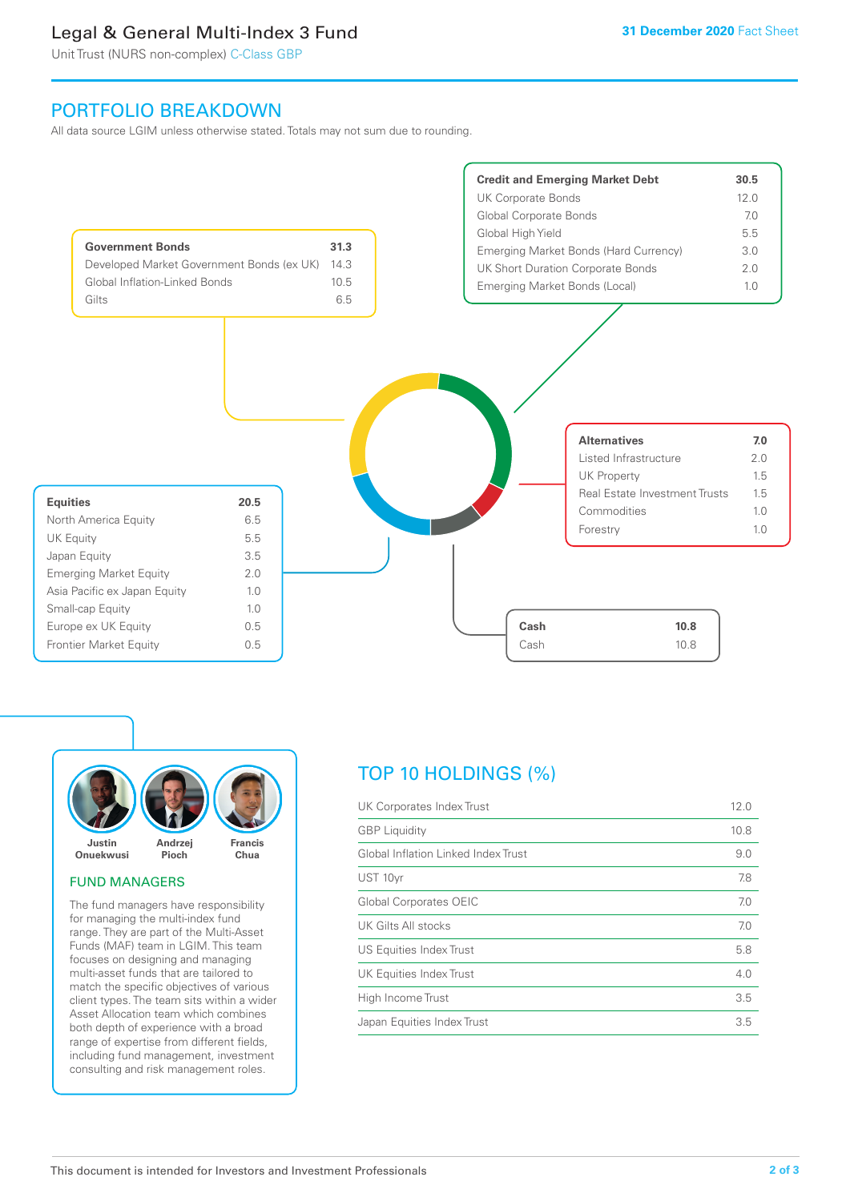## PORTFOLIO BREAKDOWN

All data source LGIM unless otherwise stated. Totals may not sum due to rounding.

| Government Bonds | 31.3 |
|---|---|
| Developed Market Government Bonds (ex UK) | 14.3 |
| Global Inflation-Linked Bonds | 10.5 |
| Gilts | 6.5 |

| Credit and Emerging Market Debt | 30.5 |
|---|---|
| UK Corporate Bonds | 12.0 |
| Global Corporate Bonds | 7.0 |
| Global High Yield | 5.5 |
| Emerging Market Bonds (Hard Currency) | 3.0 |
| UK Short Duration Corporate Bonds | 2.0 |
| Emerging Market Bonds (Local) | 1.0 |

| Alternatives | 7.0 |
|---|---|
| Listed Infrastructure | 2.0 |
| UK Property | 1.5 |
| Real Estate Investment Trusts | 1.5 |
| Commodities | 1.0 |
| Forestry | 1.0 |

| Equities | 20.5 |
|---|---|
| North America Equity | 6.5 |
| UK Equity | 5.5 |
| Japan Equity | 3.5 |
| Emerging Market Equity | 2.0 |
| Asia Pacific ex Japan Equity | 1.0 |
| Small-cap Equity | 1.0 |
| Europe ex UK Equity | 0.5 |
| Frontier Market Equity | 0.5 |

| Cash | 10.8 |
|---|---|
| Cash | 10.8 |

Justin Onuekwusi, Andrzej Pioch, Francis Chua

### FUND MANAGERS

The fund managers have responsibility for managing the multi-index fund range. They are part of the Multi-Asset Funds (MAF) team in LGIM. This team focuses on designing and managing multi-asset funds that are tailored to match the specific objectives of various client types. The team sits within a wider Asset Allocation team which combines both depth of experience with a broad range of expertise from different fields, including fund management, investment consulting and risk management roles.

## TOP 10 HOLDINGS (%)

| Holding | % |
|---|---|
| UK Corporates Index Trust | 12.0 |
| GBP Liquidity | 10.8 |
| Global Inflation Linked Index Trust | 9.0 |
| UST 10yr | 7.8 |
| Global Corporates OEIC | 7.0 |
| UK Gilts All stocks | 7.0 |
| US Equities Index Trust | 5.8 |
| UK Equities Index Trust | 4.0 |
| High Income Trust | 3.5 |
| Japan Equities Index Trust | 3.5 |

This document is intended for Investors and Investment Professionals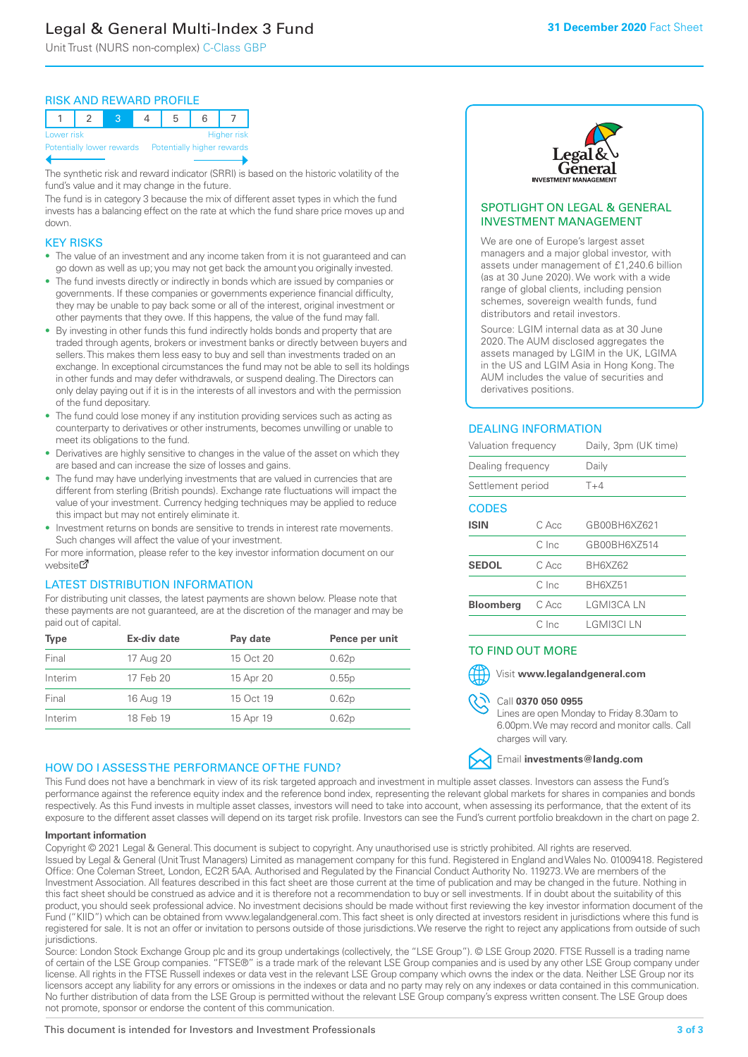# Legal & General Multi-Index 3 Fund

Unit Trust (NURS non-complex) C-Class GBP

**31 December 2020** Fact Sheet

## RISK AND REWARD PROFILE

| 1 | 2 | 3 | 4 | 5 | 6 | 7 |
|---|---|---|---|---|---|---|

Lower risk — Higher risk

Potentially lower rewards — Potentially higher rewards

The synthetic risk and reward indicator (SRRI) is based on the historic volatility of the fund's value and it may change in the future.

The fund is in category 3 because the mix of different asset types in which the fund invests has a balancing effect on the rate at which the fund share price moves up and down.

## KEY RISKS

- The value of an investment and any income taken from it is not guaranteed and can go down as well as up; you may not get back the amount you originally invested.
- The fund invests directly or indirectly in bonds which are issued by companies or governments. If these companies or governments experience financial difficulty, they may be unable to pay back some or all of the interest, original investment or other payments that they owe. If this happens, the value of the fund may fall.
- By investing in other funds this fund indirectly holds bonds and property that are traded through agents, brokers or investment banks or directly between buyers and sellers. This makes them less easy to buy and sell than investments traded on an exchange. In exceptional circumstances the fund may not be able to sell its holdings in other funds and may defer withdrawals, or suspend dealing. The Directors can only delay paying out if it is in the interests of all investors and with the permission of the fund depositary.
- The fund could lose money if any institution providing services such as acting as counterparty to derivatives or other instruments, becomes unwilling or unable to meet its obligations to the fund.
- Derivatives are highly sensitive to changes in the value of the asset on which they are based and can increase the size of losses and gains.
- The fund may have underlying investments that are valued in currencies that are different from sterling (British pounds). Exchange rate fluctuations will impact the value of your investment. Currency hedging techniques may be applied to reduce this impact but may not entirely eliminate it.
- Investment returns on bonds are sensitive to trends in interest rate movements. Such changes will affect the value of your investment.

For more information, please refer to the key investor information document on our website

## LATEST DISTRIBUTION INFORMATION

For distributing unit classes, the latest payments are shown below. Please note that these payments are not guaranteed, are at the discretion of the manager and may be paid out of capital.

| Type | Ex-div date | Pay date | Pence per unit |
|---|---|---|---|
| Final | 17 Aug 20 | 15 Oct 20 | 0.62p |
| Interim | 17 Feb 20 | 15 Apr 20 | 0.55p |
| Final | 16 Aug 19 | 15 Oct 19 | 0.62p |
| Interim | 18 Feb 19 | 15 Apr 19 | 0.62p |

## SPOTLIGHT ON LEGAL & GENERAL INVESTMENT MANAGEMENT

We are one of Europe's largest asset managers and a major global investor, with assets under management of £1,240.6 billion (as at 30 June 2020). We work with a wide range of global clients, including pension schemes, sovereign wealth funds, fund distributors and retail investors.

Source: LGIM internal data as at 30 June 2020. The AUM disclosed aggregates the assets managed by LGIM in the UK, LGIMA in the US and LGIM Asia in Hong Kong. The AUM includes the value of securities and derivatives positions.

## DEALING INFORMATION

| | |
|---|---|
| Valuation frequency | Daily, 3pm (UK time) |
| Dealing frequency | Daily |
| Settlement period | T+4 |

## CODES

| | | |
|---|---|---|
| **ISIN** | C Acc | GB00BH6XZ621 |
| | C Inc | GB00BH6XZ514 |
| **SEDOL** | C Acc | BH6XZ62 |
| | C Inc | BH6XZ51 |
| **Bloomberg** | C Acc | LGMI3CA LN |
| | C Inc | LGMI3CI LN |

## TO FIND OUT MORE

Visit **www.legalandgeneral.com**

Call **0370 050 0955**
Lines are open Monday to Friday 8.30am to 6.00pm. We may record and monitor calls. Call charges will vary.

Email **investments@landg.com**

## HOW DO I ASSESS THE PERFORMANCE OF THE FUND?

This Fund does not have a benchmark in view of its risk targeted approach and investment in multiple asset classes. Investors can assess the Fund's performance against the reference equity index and the reference bond index, representing the relevant global markets for shares in companies and bonds respectively. As this Fund invests in multiple asset classes, investors will need to take into account, when assessing its performance, that the extent of its exposure to the different asset classes will depend on its target risk profile. Investors can see the Fund's current portfolio breakdown in the chart on page 2.

**Important information**

Copyright © 2021 Legal & General. This document is subject to copyright. Any unauthorised use is strictly prohibited. All rights are reserved.
Issued by Legal & General (Unit Trust Managers) Limited as management company for this fund. Registered in England and Wales No. 01009418. Registered Office: One Coleman Street, London, EC2R 5AA. Authorised and Regulated by the Financial Conduct Authority No. 119273. We are members of the Investment Association. All features described in this fact sheet are those current at the time of publication and may be changed in the future. Nothing in this fact sheet should be construed as advice and it is therefore not a recommendation to buy or sell investments. If in doubt about the suitability of this product, you should seek professional advice. No investment decisions should be made without first reviewing the key investor information document of the Fund ("KIID") which can be obtained from www.legalandgeneral.com. This fact sheet is only directed at investors resident in jurisdictions where this fund is registered for sale. It is not an offer or invitation to persons outside of those jurisdictions. We reserve the right to reject any applications from outside of such jurisdictions.
Source: London Stock Exchange Group plc and its group undertakings (collectively, the "LSE Group"). © LSE Group 2020. FTSE Russell is a trading name of certain of the LSE Group companies. "FTSE®" is a trade mark of the relevant LSE Group companies and is used by any other LSE Group company under license. All rights in the FTSE Russell indexes or data vest in the relevant LSE Group company which owns the index or the data. Neither LSE Group nor its licensors accept any liability for any errors or omissions in the indexes or data and no party may rely on any indexes or data contained in this communication. No further distribution of data from the LSE Group is permitted without the relevant LSE Group company's express written consent. The LSE Group does not promote, sponsor or endorse the content of this communication.

This document is intended for Investors and Investment Professionals